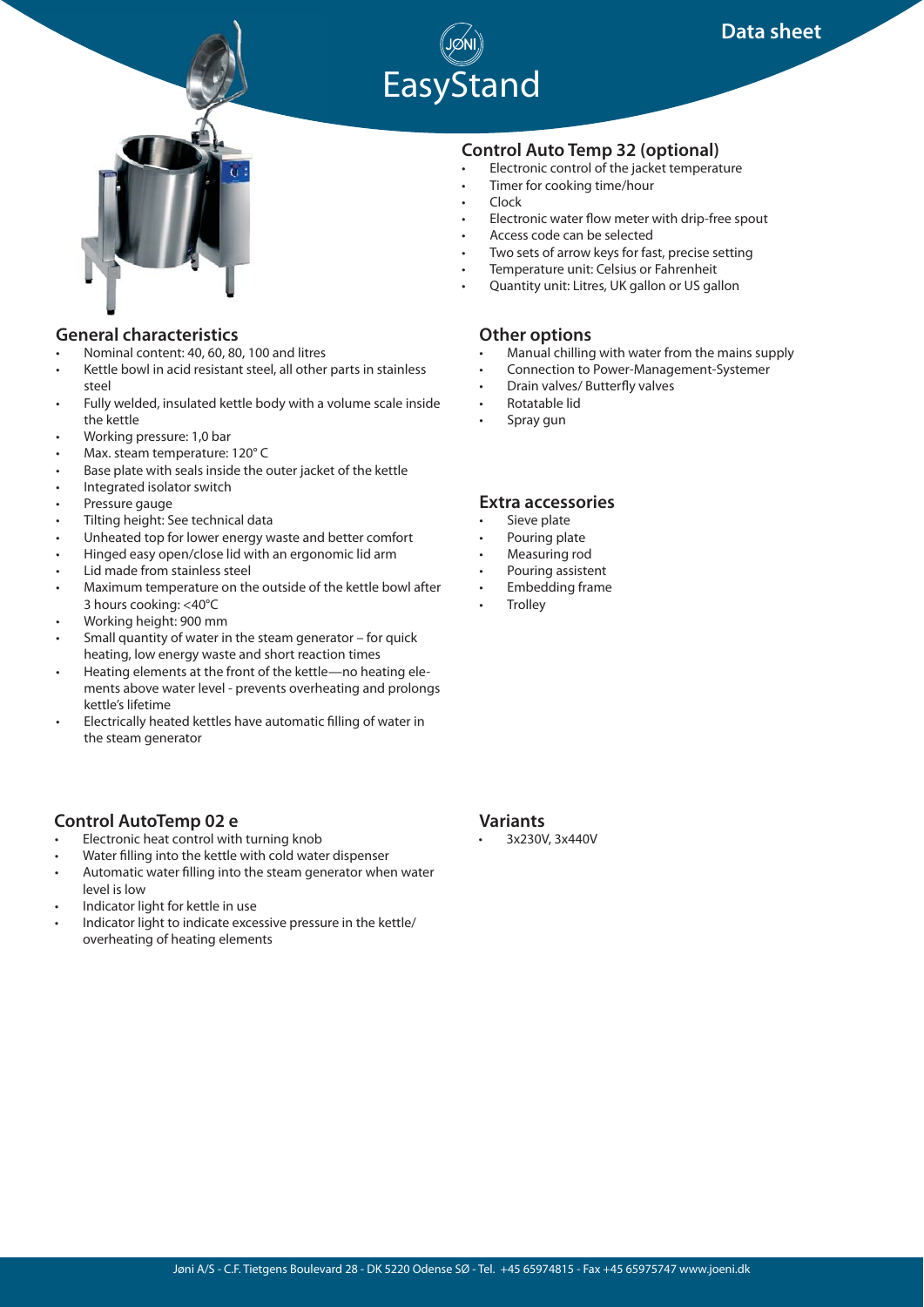Data sheet

# EasyStand

## General characteristics

- Nominal content: 40, 60, 80, 100 and litres
- Kettle bowl in acid resistant steel, all other parts in stainless steel
- Fully welded, insulated kettle body with a volume scale inside the kettle
- Working pressure: 1,0 bar
- Max. steam temperature: 120° C
- Base plate with seals inside the outer jacket of the kettle
- Integrated isolator switch
- Pressure gauge
- Tilting height: See technical data
- Unheated top for lower energy waste and better comfort
- Hinged easy open/close lid with an ergonomic lid arm
- Lid made from stainless steel
- Maximum temperature on the outside of the kettle bowl after 3 hours cooking: <40°C
- Working height: 900 mm
- Small quantity of water in the steam generator – for quick heating, low energy waste and short reaction times
- Heating elements at the front of the kettle—no heating elements above water level - prevents overheating and prolongs kettle's lifetime
- Electrically heated kettles have automatic filling of water in the steam generator

## Control AutoTemp 02 e

- Electronic heat control with turning knob
- Water filling into the kettle with cold water dispenser
- Automatic water filling into the steam generator when water level is low
- Indicator light for kettle in use
- Indicator light to indicate excessive pressure in the kettle/ overheating of heating elements

## Control Auto Temp 32 (optional)

- Electronic control of the jacket temperature
- Timer for cooking time/hour
- Clock
- Electronic water flow meter with drip-free spout
- Access code can be selected
- Two sets of arrow keys for fast, precise setting
- Temperature unit: Celsius or Fahrenheit
- Quantity unit: Litres, UK gallon or US gallon

## Other options

- Manual chilling with water from the mains supply
- Connection to Power-Management-Systemer
- Drain valves/ Butterfly valves
- Rotatable lid
- Spray gun

## Extra accessories

- Sieve plate
- Pouring plate
- Measuring rod
- Pouring assistent
- Embedding frame
- Trolley

## Variants

- 3x230V, 3x440V

Jøni A/S - C.F. Tietgens Boulevard 28 - DK 5220 Odense SØ - Tel. +45 65974815 - Fax +45 65975747 www.joeni.dk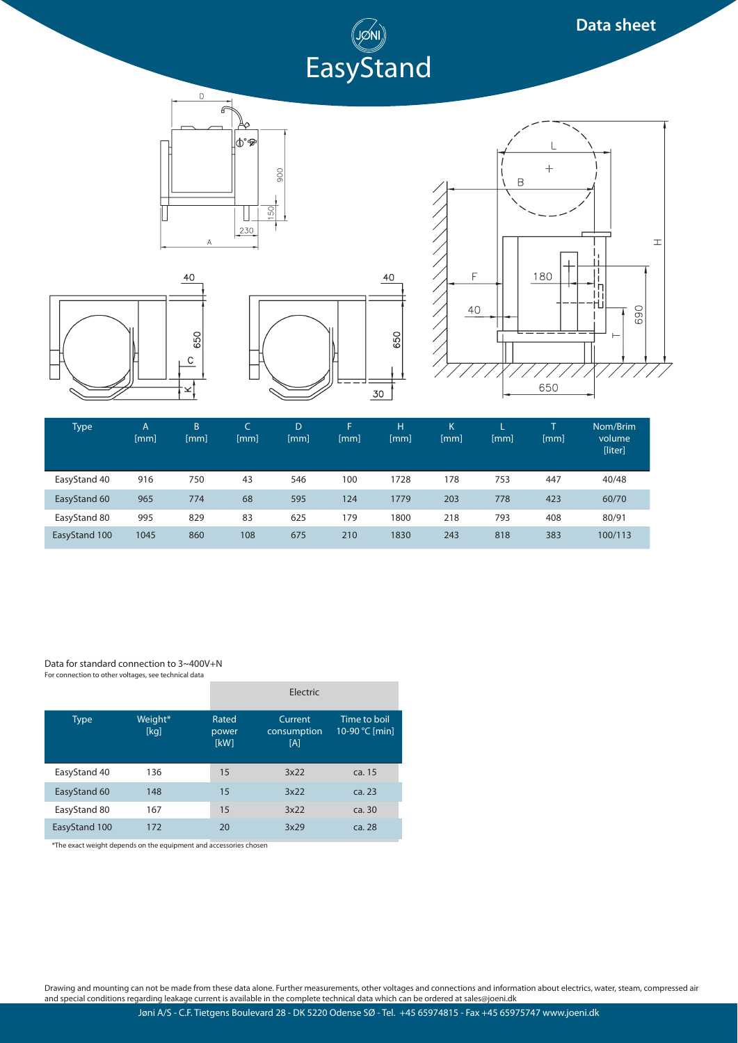# Data sheet

# EasyStand

D

900

150

230

A

40

650

C

K

40

650

30

L

B

H

F

180

40

690

T

650

| Type | A [mm] | B [mm] | C [mm] | D [mm] | F [mm] | H [mm] | K [mm] | L [mm] | T [mm] | Nom/Brim volume [liter] |
|---|---|---|---|---|---|---|---|---|---|---|
| EasyStand 40 | 916 | 750 | 43 | 546 | 100 | 1728 | 178 | 753 | 447 | 40/48 |
| EasyStand 60 | 965 | 774 | 68 | 595 | 124 | 1779 | 203 | 778 | 423 | 60/70 |
| EasyStand 80 | 995 | 829 | 83 | 625 | 179 | 1800 | 218 | 793 | 408 | 80/91 |
| EasyStand 100 | 1045 | 860 | 108 | 675 | 210 | 1830 | 243 | 818 | 383 | 100/113 |

Data for standard connection to 3~400V+N

For connection to other voltages, see technical data

| | | Electric | | |
|---|---|---|---|---|
| Type | Weight* [kg] | Rated power [kW] | Current consumption [A] | Time to boil 10-90 °C [min] |
| EasyStand 40 | 136 | 15 | 3x22 | ca. 15 |
| EasyStand 60 | 148 | 15 | 3x22 | ca. 23 |
| EasyStand 80 | 167 | 15 | 3x22 | ca. 30 |
| EasyStand 100 | 172 | 20 | 3x29 | ca. 28 |

*The exact weight depends on the equipment and accessories chosen

Drawing and mounting can not be made from these data alone. Further measurements, other voltages and connections and information about electrics, water, steam, compressed air and special conditions regarding leakage current is available in the complete technical data which can be ordered at sales@joeni.dk

Jøni A/S - C.F. Tietgens Boulevard 28 - DK 5220 Odense SØ - Tel. +45 65974815 - Fax +45 65975747 www.joeni.dk